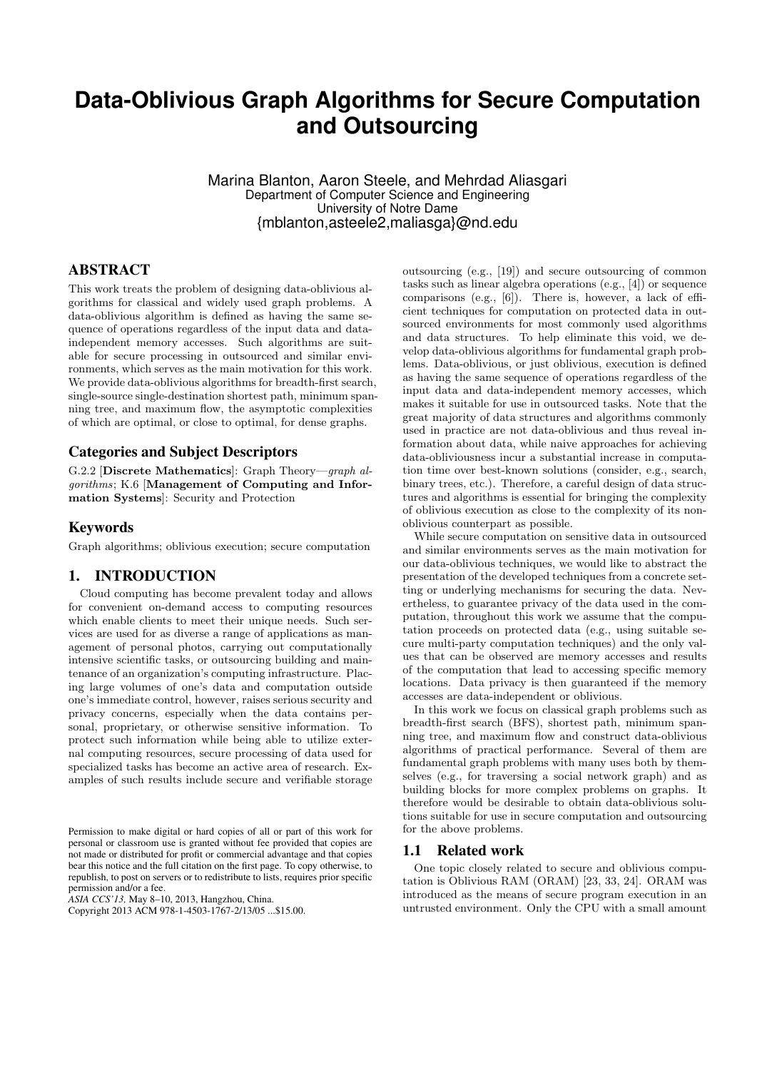# Data-Oblivious Graph Algorithms for Secure Computation and Outsourcing

Marina Blanton, Aaron Steele, and Mehrdad Aliasgari
Department of Computer Science and Engineering
University of Notre Dame
{mblanton,asteele2,maliasga}@nd.edu

## ABSTRACT

This work treats the problem of designing data-oblivious algorithms for classical and widely used graph problems. A data-oblivious algorithm is defined as having the same sequence of operations regardless of the input data and data-independent memory accesses. Such algorithms are suitable for secure processing in outsourced and similar environments, which serves as the main motivation for this work. We provide data-oblivious algorithms for breadth-first search, single-source single-destination shortest path, minimum spanning tree, and maximum flow, the asymptotic complexities of which are optimal, or close to optimal, for dense graphs.

### Categories and Subject Descriptors

G.2.2 [**Discrete Mathematics**]: Graph Theory—*graph algorithms*; K.6 [**Management of Computing and Information Systems**]: Security and Protection

### Keywords

Graph algorithms; oblivious execution; secure computation

## 1. INTRODUCTION

Cloud computing has become prevalent today and allows for convenient on-demand access to computing resources which enable clients to meet their unique needs. Such services are used for as diverse a range of applications as management of personal photos, carrying out computationally intensive scientific tasks, or outsourcing building and maintenance of an organization's computing infrastructure. Placing large volumes of one's data and computation outside one's immediate control, however, raises serious security and privacy concerns, especially when the data contains personal, proprietary, or otherwise sensitive information. To protect such information while being able to utilize external computing resources, secure processing of data used for specialized tasks has become an active area of research. Examples of such results include secure and verifiable storage outsourcing (e.g., [19]) and secure outsourcing of common tasks such as linear algebra operations (e.g., [4]) or sequence comparisons (e.g., [6]). There is, however, a lack of efficient techniques for computation on protected data in outsourced environments for most commonly used algorithms and data structures. To help eliminate this void, we develop data-oblivious algorithms for fundamental graph problems. Data-oblivious, or just oblivious, execution is defined as having the same sequence of operations regardless of the input data and data-independent memory accesses, which makes it suitable for use in outsourced tasks. Note that the great majority of data structures and algorithms commonly used in practice are not data-oblivious and thus reveal information about data, while naive approaches for achieving data-obliviousness incur a substantial increase in computation time over best-known solutions (consider, e.g., search, binary trees, etc.). Therefore, a careful design of data structures and algorithms is essential for bringing the complexity of oblivious execution as close to the complexity of its non-oblivious counterpart as possible.

While secure computation on sensitive data in outsourced and similar environments serves as the main motivation for our data-oblivious techniques, we would like to abstract the presentation of the developed techniques from a concrete setting or underlying mechanisms for securing the data. Nevertheless, to guarantee privacy of the data used in the computation, throughout this work we assume that the computation proceeds on protected data (e.g., using suitable secure multi-party computation techniques) and the only values that can be observed are memory accesses and results of the computation that lead to accessing specific memory locations. Data privacy is then guaranteed if the memory accesses are data-independent or oblivious.

In this work we focus on classical graph problems such as breadth-first search (BFS), shortest path, minimum spanning tree, and maximum flow and construct data-oblivious algorithms of practical performance. Several of them are fundamental graph problems with many uses both by themselves (e.g., for traversing a social network graph) and as building blocks for more complex problems on graphs. It therefore would be desirable to obtain data-oblivious solutions suitable for use in secure computation and outsourcing for the above problems.

### 1.1 Related work

One topic closely related to secure and oblivious computation is Oblivious RAM (ORAM) [23, 33, 24]. ORAM was introduced as the means of secure program execution in an untrusted environment. Only the CPU with a small amount

Permission to make digital or hard copies of all or part of this work for personal or classroom use is granted without fee provided that copies are not made or distributed for profit or commercial advantage and that copies bear this notice and the full citation on the first page. To copy otherwise, to republish, to post on servers or to redistribute to lists, requires prior specific permission and/or a fee.
*ASIA CCS'13,* May 8–10, 2013, Hangzhou, China.
Copyright 2013 ACM 978-1-4503-1767-2/13/05 ...$15.00.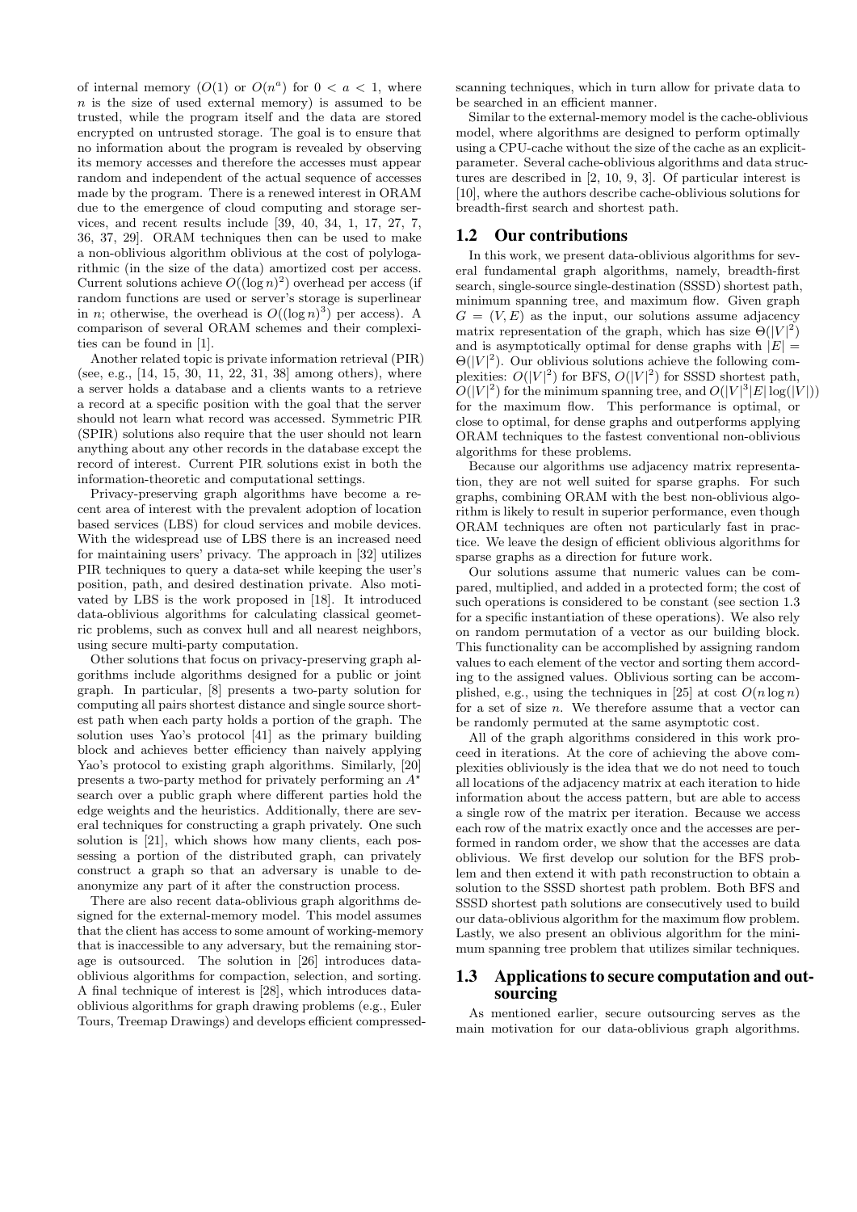of internal memory ($O(1)$ or $O(n^a)$ for $0 < a < 1$, where $n$ is the size of used external memory) is assumed to be trusted, while the program itself and the data are stored encrypted on untrusted storage. The goal is to ensure that no information about the program is revealed by observing its memory accesses and therefore the accesses must appear random and independent of the actual sequence of accesses made by the program. There is a renewed interest in ORAM due to the emergence of cloud computing and storage services, and recent results include [39, 40, 34, 1, 17, 27, 7, 36, 37, 29]. ORAM techniques then can be used to make a non-oblivious algorithm oblivious at the cost of polylogarithmic (in the size of the data) amortized cost per access. Current solutions achieve $O((\log n)^2)$ overhead per access (if random functions are used or server's storage is superlinear in $n$; otherwise, the overhead is $O((\log n)^3)$ per access). A comparison of several ORAM schemes and their complexities can be found in [1].

Another related topic is private information retrieval (PIR) (see, e.g., [14, 15, 30, 11, 22, 31, 38] among others), where a server holds a database and a clients wants to a retrieve a record at a specific position with the goal that the server should not learn what record was accessed. Symmetric PIR (SPIR) solutions also require that the user should not learn anything about any other records in the database except the record of interest. Current PIR solutions exist in both the information-theoretic and computational settings.

Privacy-preserving graph algorithms have become a recent area of interest with the prevalent adoption of location based services (LBS) for cloud services and mobile devices. With the widespread use of LBS there is an increased need for maintaining users' privacy. The approach in [32] utilizes PIR techniques to query a data-set while keeping the user's position, path, and desired destination private. Also motivated by LBS is the work proposed in [18]. It introduced data-oblivious algorithms for calculating classical geometric problems, such as convex hull and all nearest neighbors, using secure multi-party computation.

Other solutions that focus on privacy-preserving graph algorithms include algorithms designed for a public or joint graph. In particular, [8] presents a two-party solution for computing all pairs shortest distance and single source shortest path when each party holds a portion of the graph. The solution uses Yao's protocol [41] as the primary building block and achieves better efficiency than naively applying Yao's protocol to existing graph algorithms. Similarly, [20] presents a two-party method for privately performing an $A^\star$ search over a public graph where different parties hold the edge weights and the heuristics. Additionally, there are several techniques for constructing a graph privately. One such solution is [21], which shows how many clients, each possessing a portion of the distributed graph, can privately construct a graph so that an adversary is unable to deanonymize any part of it after the construction process.

There are also recent data-oblivious graph algorithms designed for the external-memory model. This model assumes that the client has access to some amount of working-memory that is inaccessible to any adversary, but the remaining storage is outsourced. The solution in [26] introduces data-oblivious algorithms for compaction, selection, and sorting. A final technique of interest is [28], which introduces data-oblivious algorithms for graph drawing problems (e.g., Euler Tours, Treemap Drawings) and develops efficient compressed-scanning techniques, which in turn allow for private data to be searched in an efficient manner.

Similar to the external-memory model is the cache-oblivious model, where algorithms are designed to perform optimally using a CPU-cache without the size of the cache as an explicit-parameter. Several cache-oblivious algorithms and data structures are described in [2, 10, 9, 3]. Of particular interest is [10], where the authors describe cache-oblivious solutions for breadth-first search and shortest path.

## 1.2 Our contributions

In this work, we present data-oblivious algorithms for several fundamental graph algorithms, namely, breadth-first search, single-source single-destination (SSSD) shortest path, minimum spanning tree, and maximum flow. Given graph $G = (V, E)$ as the input, our solutions assume adjacency matrix representation of the graph, which has size $\Theta(|V|^2)$ and is asymptotically optimal for dense graphs with $|E| = \Theta(|V|^2)$. Our oblivious solutions achieve the following complexities: $O(|V|^2)$ for BFS, $O(|V|^2)$ for SSSD shortest path, $O(|V|^2)$ for the minimum spanning tree, and $O(|V|^3|E|\log(|V|))$ for the maximum flow. This performance is optimal, or close to optimal, for dense graphs and outperforms applying ORAM techniques to the fastest conventional non-oblivious algorithms for these problems.

Because our algorithms use adjacency matrix representation, they are not well suited for sparse graphs. For such graphs, combining ORAM with the best non-oblivious algorithm is likely to result in superior performance, even though ORAM techniques are often not particularly fast in practice. We leave the design of efficient oblivious algorithms for sparse graphs as a direction for future work.

Our solutions assume that numeric values can be compared, multiplied, and added in a protected form; the cost of such operations is considered to be constant (see section 1.3 for a specific instantiation of these operations). We also rely on random permutation of a vector as our building block. This functionality can be accomplished by assigning random values to each element of the vector and sorting them according to the assigned values. Oblivious sorting can be accomplished, e.g., using the techniques in [25] at cost $O(n \log n)$ for a set of size $n$. We therefore assume that a vector can be randomly permuted at the same asymptotic cost.

All of the graph algorithms considered in this work proceed in iterations. At the core of achieving the above complexities obliviously is the idea that we do not need to touch all locations of the adjacency matrix at each iteration to hide information about the access pattern, but are able to access a single row of the matrix per iteration. Because we access each row of the matrix exactly once and the accesses are performed in random order, we show that the accesses are data oblivious. We first develop our solution for the BFS problem and then extend it with path reconstruction to obtain a solution to the SSSD shortest path problem. Both BFS and SSSD shortest path solutions are consecutively used to build our data-oblivious algorithm for the maximum flow problem. Lastly, we also present an oblivious algorithm for the minimum spanning tree problem that utilizes similar techniques.

## 1.3 Applications to secure computation and outsourcing

As mentioned earlier, secure outsourcing serves as the main motivation for our data-oblivious graph algorithms.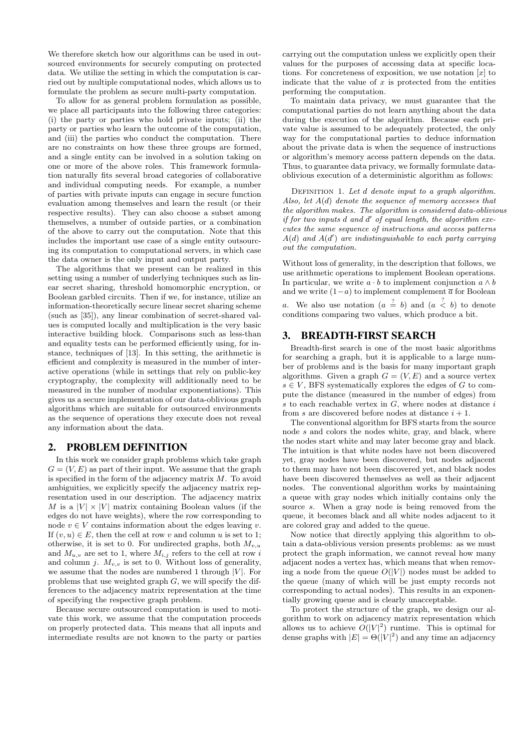We therefore sketch how our algorithms can be used in outsourced environments for securely computing on protected data. We utilize the setting in which the computation is carried out by multiple computational nodes, which allows us to formulate the problem as secure multi-party computation.

To allow for as general problem formulation as possible, we place all participants into the following three categories: (i) the party or parties who hold private inputs; (ii) the party or parties who learn the outcome of the computation, and (iii) the parties who conduct the computation. There are no constraints on how these three groups are formed, and a single entity can be involved in a solution taking on one or more of the above roles. This framework formulation naturally fits several broad categories of collaborative and individual computing needs. For example, a number of parties with private inputs can engage in secure function evaluation among themselves and learn the result (or their respective results). They can also choose a subset among themselves, a number of outside parties, or a combination of the above to carry out the computation. Note that this includes the important use case of a single entity outsourcing its computation to computational servers, in which case the data owner is the only input and output party.

The algorithms that we present can be realized in this setting using a number of underlying techniques such as linear secret sharing, threshold homomorphic encryption, or Boolean garbled circuits. Then if we, for instance, utilize an information-theoretically secure linear secret sharing scheme (such as [35]), any linear combination of secret-shared values is computed locally and multiplication is the very basic interactive building block. Comparisons such as less-than and equality tests can be performed efficiently using, for instance, techniques of [13]. In this setting, the arithmetic is efficient and complexity is measured in the number of interactive operations (while in settings that rely on public-key cryptography, the complexity will additionally need to be measured in the number of modular exponentiations). This gives us a secure implementation of our data-oblivious graph algorithms which are suitable for outsourced environments as the sequence of operations they execute does not reveal any information about the data.

## 2. PROBLEM DEFINITION

In this work we consider graph problems which take graph $G = (V, E)$ as part of their input. We assume that the graph is specified in the form of the adjacency matrix $M$. To avoid ambiguities, we explicitly specify the adjacency matrix representation used in our description. The adjacency matrix $M$ is a $|V| \times |V|$ matrix containing Boolean values (if the edges do not have weights), where the row corresponding to node $v \in V$ contains information about the edges leaving $v$. If $(v, u) \in E$, then the cell at row $v$ and column $u$ is set to 1; otherwise, it is set to 0. For undirected graphs, both $M_{v,u}$ and $M_{u,v}$ are set to 1, where $M_{i,j}$ refers to the cell at row $i$ and column $j$. $M_{v,v}$ is set to 0. Without loss of generality, we assume that the nodes are numbered 1 through $|V|$. For problems that use weighted graph $G$, we will specify the differences to the adjacency matrix representation at the time of specifying the respective graph problem.

Because secure outsourced computation is used to motivate this work, we assume that the computation proceeds on properly protected data. This means that all inputs and intermediate results are not known to the party or parties carrying out the computation unless we explicitly open their values for the purposes of accessing data at specific locations. For concreteness of exposition, we use notation $[x]$ to indicate that the value of $x$ is protected from the entities performing the computation.

To maintain data privacy, we must guarantee that the computational parties do not learn anything about the data during the execution of the algorithm. Because each private value is assumed to be adequately protected, the only way for the computational parties to deduce information about the private data is when the sequence of instructions or algorithm's memory access pattern depends on the data. Thus, to guarantee data privacy, we formally formulate data-oblivious execution of a deterministic algorithm as follows:

Definition 1. *Let $d$ denote input to a graph algorithm. Also, let $A(d)$ denote the sequence of memory accesses that the algorithm makes. The algorithm is considered data-oblivious if for two inputs $d$ and $d'$ of equal length, the algorithm executes the same sequence of instructions and access patterns $A(d)$ and $A(d')$ are indistinguishable to each party carrying out the computation.*

Without loss of generality, in the description that follows, we use arithmetic operations to implement Boolean operations. In particular, we write $a \cdot b$ to implement conjunction $a \wedge b$ and we write $(1-a)$ to implement complement $\overline{a}$ for Boolean $a$. We also use notation $(a \stackrel{?}{=} b)$ and $(a \stackrel{?}{<} b)$ to denote conditions comparing two values, which produce a bit.

## 3. BREADTH-FIRST SEARCH

Breadth-first search is one of the most basic algorithms for searching a graph, but it is applicable to a large number of problems and is the basis for many important graph algorithms. Given a graph $G = (V, E)$ and a source vertex $s \in V$, BFS systematically explores the edges of $G$ to compute the distance (measured in the number of edges) from $s$ to each reachable vertex in $G$, where nodes at distance $i$ from $s$ are discovered before nodes at distance $i + 1$.

The conventional algorithm for BFS starts from the source node $s$ and colors the nodes white, gray, and black, where the nodes start white and may later become gray and black. The intuition is that white nodes have not been discovered yet, gray nodes have been discovered, but nodes adjacent to them may have not been discovered yet, and black nodes have been discovered themselves as well as their adjacent nodes. The conventional algorithm works by maintaining a queue with gray nodes which initially contains only the source $s$. When a gray node is being removed from the queue, it becomes black and all white nodes adjacent to it are colored gray and added to the queue.

Now notice that directly applying this algorithm to obtain a data-oblivious version presents problems: as we must protect the graph information, we cannot reveal how many adjacent nodes a vertex has, which means that when removing a node from the queue $O(|V|)$ nodes must be added to the queue (many of which will be just empty records not corresponding to actual nodes). This results in an exponentially growing queue and is clearly unacceptable.

To protect the structure of the graph, we design our algorithm to work on adjacency matrix representation which allows us to achieve $O(|V|^2)$ runtime. This is optimal for dense graphs with $|E| = \Theta(|V|^2)$ and any time an adjacency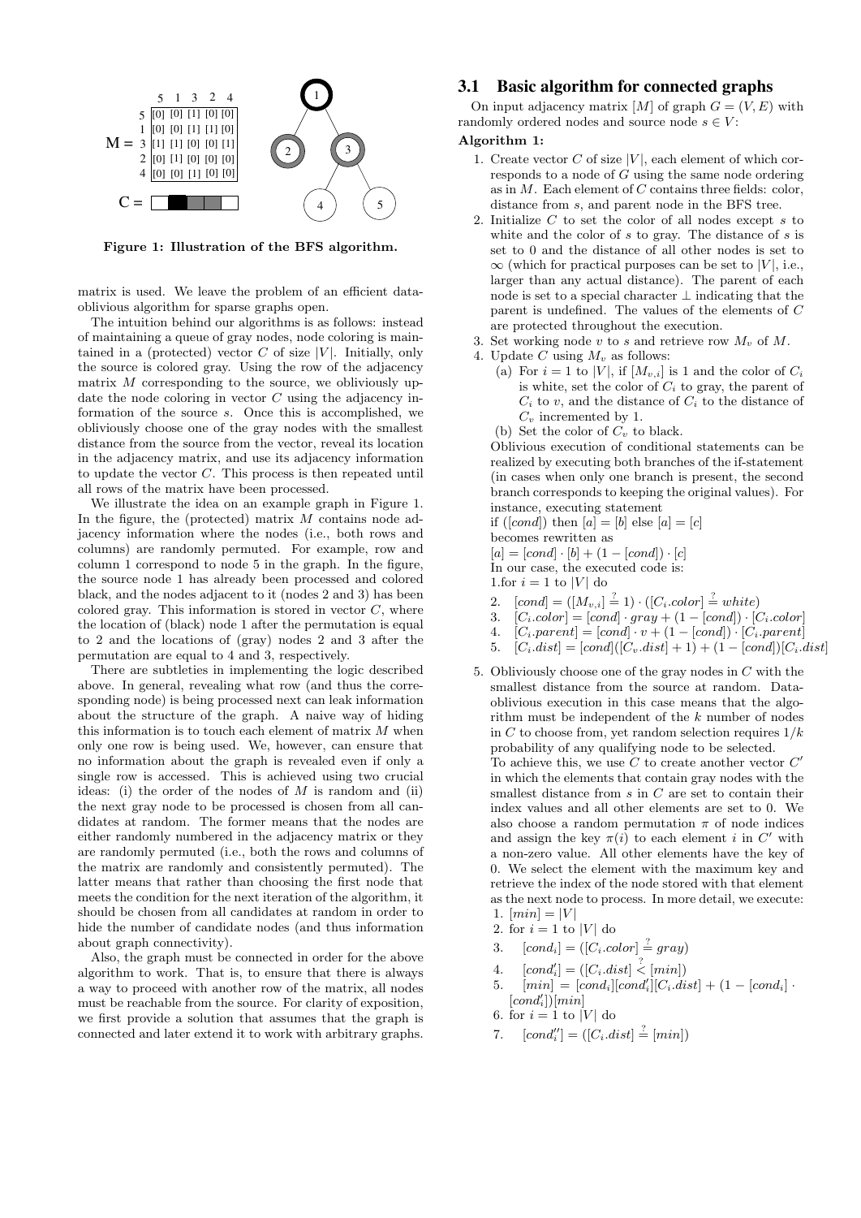|   | 5 | 1 | 3 | 2 | 4 |
|---|---|---|---|---|---|
| 5 | [0] | [0] | [1] | [0] | [0] |
| 1 | [0] | [0] | [1] | [1] | [0] |
| 3 | [1] | [1] | [0] | [0] | [1] |
| 2 | [0] | [1] | [0] | [0] | [0] |
| 4 | [0] | [0] | [1] | [0] | [0] |

M = (matrix above), C = (vector)

**Figure 1: Illustration of the BFS algorithm.**

matrix is used. We leave the problem of an efficient data-oblivious algorithm for sparse graphs open.

The intuition behind our algorithms is as follows: instead of maintaining a queue of gray nodes, node coloring is maintained in a (protected) vector $C$ of size $|V|$. Initially, only the source is colored gray. Using the row of the adjacency matrix $M$ corresponding to the source, we obliviously update the node coloring in vector $C$ using the adjacency information of the source $s$. Once this is accomplished, we obliviously choose one of the gray nodes with the smallest distance from the source from the vector, reveal its location in the adjacency matrix, and use its adjacency information to update the vector $C$. This process is then repeated until all rows of the matrix have been processed.

We illustrate the idea on an example graph in Figure 1. In the figure, the (protected) matrix $M$ contains node adjacency information where the nodes (i.e., both rows and columns) are randomly permuted. For example, row and column 1 correspond to node 5 in the graph. In the figure, the source node 1 has already been processed and colored black, and the nodes adjacent to it (nodes 2 and 3) has been colored gray. This information is stored in vector $C$, where the location of (black) node 1 after the permutation is equal to 2 and the locations of (gray) nodes 2 and 3 after the permutation are equal to 4 and 3, respectively.

There are subtleties in implementing the logic described above. In general, revealing what row (and thus the corresponding node) is being processed next can leak information about the structure of the graph. A naive way of hiding this information is to touch each element of matrix $M$ when only one row is being used. We, however, can ensure that no information about the graph is revealed even if only a single row is accessed. This is achieved using two crucial ideas: (i) the order of the nodes of $M$ is random and (ii) the next gray node to be processed is chosen from all candidates at random. The former means that the nodes are either randomly numbered in the adjacency matrix or they are randomly permuted (i.e., both the rows and columns of the matrix are randomly and consistently permuted). The latter means that rather than choosing the first node that meets the condition for the next iteration of the algorithm, it should be chosen from all candidates at random in order to hide the number of candidate nodes (and thus information about graph connectivity).

Also, the graph must be connected in order for the above algorithm to work. That is, to ensure that there is always a way to proceed with another row of the matrix, all nodes must be reachable from the source. For clarity of exposition, we first provide a solution that assumes that the graph is connected and later extend it to work with arbitrary graphs.

### 3.1 Basic algorithm for connected graphs

On input adjacency matrix $[M]$ of graph $G = (V, E)$ with randomly ordered nodes and source node $s \in V$:

**Algorithm 1:**

1. Create vector $C$ of size $|V|$, each element of which corresponds to a node of $G$ using the same node ordering as in $M$. Each element of $C$ contains three fields: color, distance from $s$, and parent node in the BFS tree.
2. Initialize $C$ to set the color of all nodes except $s$ to white and the color of $s$ to gray. The distance of $s$ is set to 0 and the distance of all other nodes is set to $\infty$ (which for practical purposes can be set to $|V|$, i.e., larger than any actual distance). The parent of each node is set to a special character $\perp$ indicating that the parent is undefined. The values of the elements of $C$ are protected throughout the execution.
3. Set working node $v$ to $s$ and retrieve row $M_v$ of $M$.
4. Update $C$ using $M_v$ as follows:
   (a) For $i = 1$ to $|V|$, if $[M_{v,i}]$ is 1 and the color of $C_i$ is white, set the color of $C_i$ to gray, the parent of $C_i$ to $v$, and the distance of $C_i$ to the distance of $C_v$ incremented by 1.
   (b) Set the color of $C_v$ to black.

   Oblivious execution of conditional statements can be realized by executing both branches of the if-statement (in cases when only one branch is present, the second branch corresponds to keeping the original values). For instance, executing statement
   if ($[cond]$) then $[a] = [b]$ else $[a] = [c]$
   becomes rewritten as
   $[a] = [cond] \cdot [b] + (1 - [cond]) \cdot [c]$
   In our case, the executed code is:
   1.for $i = 1$ to $|V|$ do
   2. $[cond] = ([M_{v,i}] \stackrel{?}{=} 1) \cdot ([C_i.color] \stackrel{?}{=} white)$
   3. $[C_i.color] = [cond] \cdot gray + (1 - [cond]) \cdot [C_i.color]$
   4. $[C_i.parent] = [cond] \cdot v + (1 - [cond]) \cdot [C_i.parent]$
   5. $[C_i.dist] = [cond]([C_v.dist] + 1) + (1 - [cond])[C_i.dist]$
5. Obliviously choose one of the gray nodes in $C$ with the smallest distance from the source at random. Data-oblivious execution in this case means that the algorithm must be independent of the $k$ number of nodes in $C$ to choose from, yet random selection requires $1/k$ probability of any qualifying node to be selected.
   To achieve this, we use $C$ to create another vector $C'$ in which the elements that contain gray nodes with the smallest distance from $s$ in $C$ are set to contain their index values and all other elements are set to 0. We also choose a random permutation $\pi$ of node indices and assign the key $\pi(i)$ to each element $i$ in $C'$ with a non-zero value. All other elements have the key of 0. We select the element with the maximum key and retrieve the index of the node stored with that element as the next node to process. In more detail, we execute:
   1. $[min] = |V|$
   2. for $i = 1$ to $|V|$ do
   3. $[cond_i] = ([C_i.color] \stackrel{?}{=} gray)$
   4. $[cond'_i] = ([C_i.dist] \stackrel{?}{<} [min])$
   5. $[min] = [cond_i][cond'_i][C_i.dist] + (1 - [cond_i] \cdot [cond'_i])[min]$
   6. for $i = 1$ to $|V|$ do
   7. $[cond''_i] = ([C_i.dist] \stackrel{?}{=} [min])$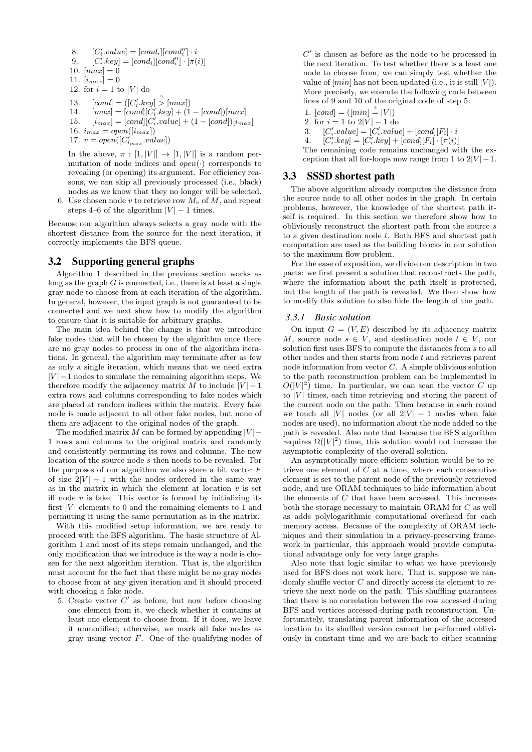8. $[C'_i.value] = [cond_i][cond''_i] \cdot i$
9. $[C'_i.key] = [cond_i][cond''_i] \cdot [\pi(i)]$
10. $[max] = 0$
11. $[i_{max}] = 0$
12. for $i = 1$ to $|V|$ do
13. $\quad [cond] = ([C'_i.key] \stackrel{?}{>} [max])$
14. $\quad [max] = [cond][C'_i.key] + (1 - [cond])[max]$
15. $\quad [i_{max}] = [cond][C'_i.value] + (1 - [cond])[i_{max}]$
16. $i_{max} = open([i_{max}])$
17. $v = open([C'_{i_{max}}.value])$

In the above, $\pi : [1, |V|] \to [1, |V|]$ is a random permutation of node indices and $open(\cdot)$ corresponds to revealing (or opening) its argument. For efficiency reasons, we can skip all previously processed (i.e., black) nodes as we know that they no longer will be selected.

6. Use chosen node $v$ to retrieve row $M_v$ of $M$, and repeat steps 4–6 of the algorithm $|V| - 1$ times.

Because our algorithm always selects a gray node with the shortest distance from the source for the next iteration, it correctly implements the BFS queue.

## 3.2 Supporting general graphs

Algorithm 1 described in the previous section works as long as the graph $G$ is connected, i.e., there is at least a single gray node to choose from at each iteration of the algorithm. In general, however, the input graph is not guaranteed to be connected and we next show how to modify the algorithm to ensure that it is suitable for arbitrary graphs.

The main idea behind the change is that we introduce fake nodes that will be chosen by the algorithm once there are no gray nodes to process in one of the algorithm iterations. In general, the algorithm may terminate after as few as only a single iteration, which means that we need extra $|V| - 1$ nodes to simulate the remaining algorithm steps. We therefore modify the adjacency matrix $M$ to include $|V| - 1$ extra rows and columns corresponding to fake nodes which are placed at random indices within the matrix. Every fake node is made adjacent to all other fake nodes, but none of them are adjacent to the original nodes of the graph.

The modified matrix $M$ can be formed by appending $|V| - 1$ rows and columns to the original matrix and randomly and consistently permuting its rows and columns. The new location of the source node $s$ then needs to be revealed. For the purposes of our algorithm we also store a bit vector $F$ of size $2|V| - 1$ with the nodes ordered in the same way as in the matrix in which the element at location $v$ is set iff node $v$ is fake. This vector is formed by initializing its first $|V|$ elements to 0 and the remaining elements to 1 and permuting it using the same permutation as in the matrix.

With this modified setup information, we are ready to proceed with the BFS algorithm. The basic structure of Algorithm 1 and most of its steps remain unchanged, and the only modification that we introduce is the way a node is chosen for the next algorithm iteration. That is, the algorithm must account for the fact that there might be no gray nodes to choose from at any given iteration and it should proceed with choosing a fake node.

5. Create vector $C'$ as before, but now before choosing one element from it, we check whether it contains at least one element to choose from. If it does, we leave it unmodified; otherwise, we mark all fake nodes as gray using vector $F$. One of the qualifying nodes of $C'$ is chosen as before as the node to be processed in the next iteration. To test whether there is a least one node to choose from, we can simply test whether the value of $[min]$ has not been updated (i.e., it is still $|V|$). More precisely, we execute the following code between lines of 9 and 10 of the original code of step 5:

1. $[cond] = ([min] \stackrel{?}{=} |V|)$
2. for $i = 1$ to $2|V| - 1$ do
3. $\quad [C'_i.value] = [C'_i.value] + [cond][F_i] \cdot i$
4. $\quad [C'_i.key] = [C'_i.key] + [cond][F_i] \cdot [\pi(i)]$

The remaining code remains unchanged with the exception that all for-loops now range from 1 to $2|V| - 1$.

## 3.3 SSSD shortest path

The above algorithm already computes the distance from the source node to all other nodes in the graph. In certain problems, however, the knowledge of the shortest path itself is required. In this section we therefore show how to obliviously reconstruct the shortest path from the source $s$ to a given destination node $t$. Both BFS and shortest path computation are used as the building blocks in our solution to the maximum flow problem.

For the ease of exposition, we divide our description in two parts: we first present a solution that reconstructs the path, where the information about the path itself is protected, but the length of the path is revealed. We then show how to modify this solution to also hide the length of the path.

### 3.3.1 Basic solution

On input $G = (V, E)$ described by its adjacency matrix $M$, source node $s \in V$, and destination node $t \in V$, our solution first uses BFS to compute the distances from $s$ to all other nodes and then starts from node $t$ and retrieves parent node information from vector $C$. A simple oblivious solution to the path reconstruction problem can be implemented in $O(|V|^2)$ time. In particular, we can scan the vector $C$ up to $|V|$ times, each time retrieving and storing the parent of the current node on the path. Then because in each round we touch all $|V|$ nodes (or all $2|V| - 1$ nodes when fake nodes are used), no information about the node added to the path is revealed. Also note that because the BFS algorithm requires $\Omega(|V|^2)$ time, this solution would not increase the asymptotic complexity of the overall solution.

An asymptotically more efficient solution would be to retrieve one element of $C$ at a time, where each consecutive element is set to the parent node of the previously retrieved node, and use ORAM techniques to hide information about the elements of $C$ that have been accessed. This increases both the storage necessary to maintain ORAM for $C$ as well as adds polylogarithmic computational overhead for each memory access. Because of the complexity of ORAM techniques and their simulation in a privacy-preserving framework in particular, this approach would provide computational advantage only for very large graphs.

Also note that logic similar to what we have previously used for BFS does not work here. That is, suppose we randomly shuffle vector $C$ and directly access its element to retrieve the next node on the path. This shuffling guarantees that there is no correlation between the row accessed during BFS and vertices accessed during path reconstruction. Unfortunately, translating parent information of the accessed location to its shuffled version cannot be performed obliviously in constant time and we are back to either scanning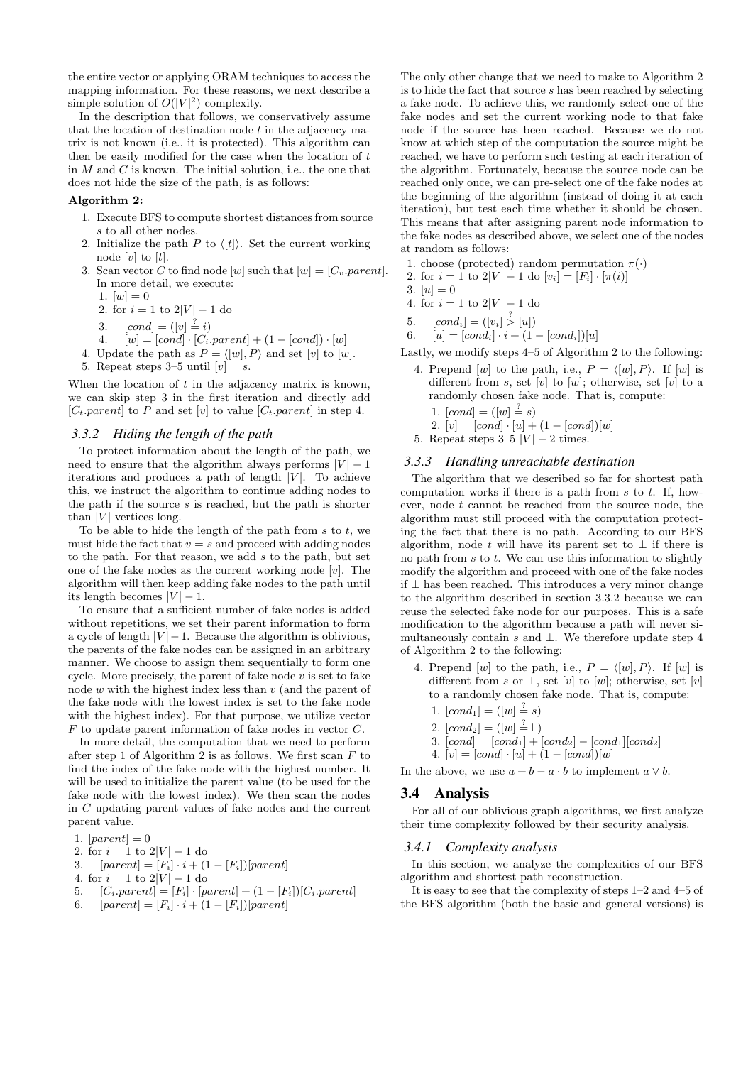the entire vector or applying ORAM techniques to access the mapping information. For these reasons, we next describe a simple solution of $O(|V|^2)$ complexity.

In the description that follows, we conservatively assume that the location of destination node $t$ in the adjacency matrix is not known (i.e., it is protected). This algorithm can then be easily modified for the case when the location of $t$ in $M$ and $C$ is known. The initial solution, i.e., the one that does not hide the size of the path, is as follows:

**Algorithm 2:**

1. Execute BFS to compute shortest distances from source $s$ to all other nodes.
2. Initialize the path $P$ to $\langle[t]\rangle$. Set the current working node $[v]$ to $[t]$.
3. Scan vector $C$ to find node $[w]$ such that $[w] = [C_v.parent]$. In more detail, we execute:
   1. $[w] = 0$
   2. for $i = 1$ to $2|V| - 1$ do
   3. $\quad [cond] = ([v] \stackrel{?}{=} i)$
   4. $\quad [w] = [cond] \cdot [C_i.parent] + (1 - [cond]) \cdot [w]$
4. Update the path as $P = \langle[w], P\rangle$ and set $[v]$ to $[w]$.
5. Repeat steps 3–5 until $[v] = s$.

When the location of $t$ in the adjacency matrix is known, we can skip step 3 in the first iteration and directly add $[C_t.parent]$ to $P$ and set $[v]$ to value $[C_t.parent]$ in step 4.

### 3.3.2 *Hiding the length of the path*

To protect information about the length of the path, we need to ensure that the algorithm always performs $|V| - 1$ iterations and produces a path of length $|V|$. To achieve this, we instruct the algorithm to continue adding nodes to the path if the source $s$ is reached, but the path is shorter than $|V|$ vertices long.

To be able to hide the length of the path from $s$ to $t$, we must hide the fact that $v = s$ and proceed with adding nodes to the path. For that reason, we add $s$ to the path, but set one of the fake nodes as the current working node $[v]$. The algorithm will then keep adding fake nodes to the path until its length becomes $|V| - 1$.

To ensure that a sufficient number of fake nodes is added without repetitions, we set their parent information to form a cycle of length $|V| - 1$. Because the algorithm is oblivious, the parents of the fake nodes can be assigned in an arbitrary manner. We choose to assign them sequentially to form one cycle. More precisely, the parent of fake node $v$ is set to fake node $w$ with the highest index less than $v$ (and the parent of the fake node with the lowest index is set to the fake node with the highest index). For that purpose, we utilize vector $F$ to update parent information of fake nodes in vector $C$.

In more detail, the computation that we need to perform after step 1 of Algorithm 2 is as follows. We first scan $F$ to find the index of the fake node with the highest number. It will be used to initialize the parent value (to be used for the fake node with the lowest index). We then scan the nodes in $C$ updating parent values of fake nodes and the current parent value.

1. $[parent] = 0$
2. for $i = 1$ to $2|V| - 1$ do
3. $\quad [parent] = [F_i] \cdot i + (1 - [F_i])[parent]$
4. for $i = 1$ to $2|V| - 1$ do
5. $\quad [C_i.parent] = [F_i] \cdot [parent] + (1 - [F_i])[C_i.parent]$
6. $\quad [parent] = [F_i] \cdot i + (1 - [F_i])[parent]$

The only other change that we need to make to Algorithm 2 is to hide the fact that source $s$ has been reached by selecting a fake node. To achieve this, we randomly select one of the fake nodes and set the current working node to that fake node if the source has been reached. Because we do not know at which step of the computation the source might be reached, we have to perform such testing at each iteration of the algorithm. Fortunately, because the source node can be reached only once, we can pre-select one of the fake nodes at the beginning of the algorithm (instead of doing it at each iteration), but test each time whether it should be chosen. This means that after assigning parent node information to the fake nodes as described above, we select one of the nodes at random as follows:

1. choose (protected) random permutation $\pi(\cdot)$
2. for $i = 1$ to $2|V| - 1$ do $[v_i] = [F_i] \cdot [\pi(i)]$
3. $[u] = 0$
4. for $i = 1$ to $2|V| - 1$ do
5. $\quad [cond_i] = ([v_i] \stackrel{?}{>} [u])$
6. $\quad [u] = [cond_i] \cdot i + (1 - [cond_i])[u]$

Lastly, we modify steps 4–5 of Algorithm 2 to the following:

4. Prepend $[w]$ to the path, i.e., $P = \langle[w], P\rangle$. If $[w]$ is different from $s$, set $[v]$ to $[w]$; otherwise, set $[v]$ to a randomly chosen fake node. That is, compute:
   1. $[cond] = ([w] \stackrel{?}{=} s)$
   2. $[v] = [cond] \cdot [u] + (1 - [cond])[w]$
5. Repeat steps 3–5 $|V| - 2$ times.

### 3.3.3 *Handling unreachable destination*

The algorithm that we described so far for shortest path computation works if there is a path from $s$ to $t$. If, however, node $t$ cannot be reached from the source node, the algorithm must still proceed with the computation protecting the fact that there is no path. According to our BFS algorithm, node $t$ will have its parent set to $\perp$ if there is no path from $s$ to $t$. We can use this information to slightly modify the algorithm and proceed with one of the fake nodes if $\perp$ has been reached. This introduces a very minor change to the algorithm described in section 3.3.2 because we can reuse the selected fake node for our purposes. This is a safe modification to the algorithm because a path will never simultaneously contain $s$ and $\perp$. We therefore update step 4 of Algorithm 2 to the following:

4. Prepend $[w]$ to the path, i.e., $P = \langle[w], P\rangle$. If $[w]$ is different from $s$ or $\perp$, set $[v]$ to $[w]$; otherwise, set $[v]$ to a randomly chosen fake node. That is, compute:
   1. $[cond_1] = ([w] \stackrel{?}{=} s)$
   2. $[cond_2] = ([w] \stackrel{?}{=} \perp)$
   3. $[cond] = [cond_1] + [cond_2] - [cond_1][cond_2]$
   4. $[v] = [cond] \cdot [u] + (1 - [cond])[w]$

In the above, we use $a + b - a \cdot b$ to implement $a \vee b$.

## 3.4 Analysis

For all of our oblivious graph algorithms, we first analyze their time complexity followed by their security analysis.

### 3.4.1 *Complexity analysis*

In this section, we analyze the complexities of our BFS algorithm and shortest path reconstruction.

It is easy to see that the complexity of steps 1–2 and 4–5 of the BFS algorithm (both the basic and general versions) is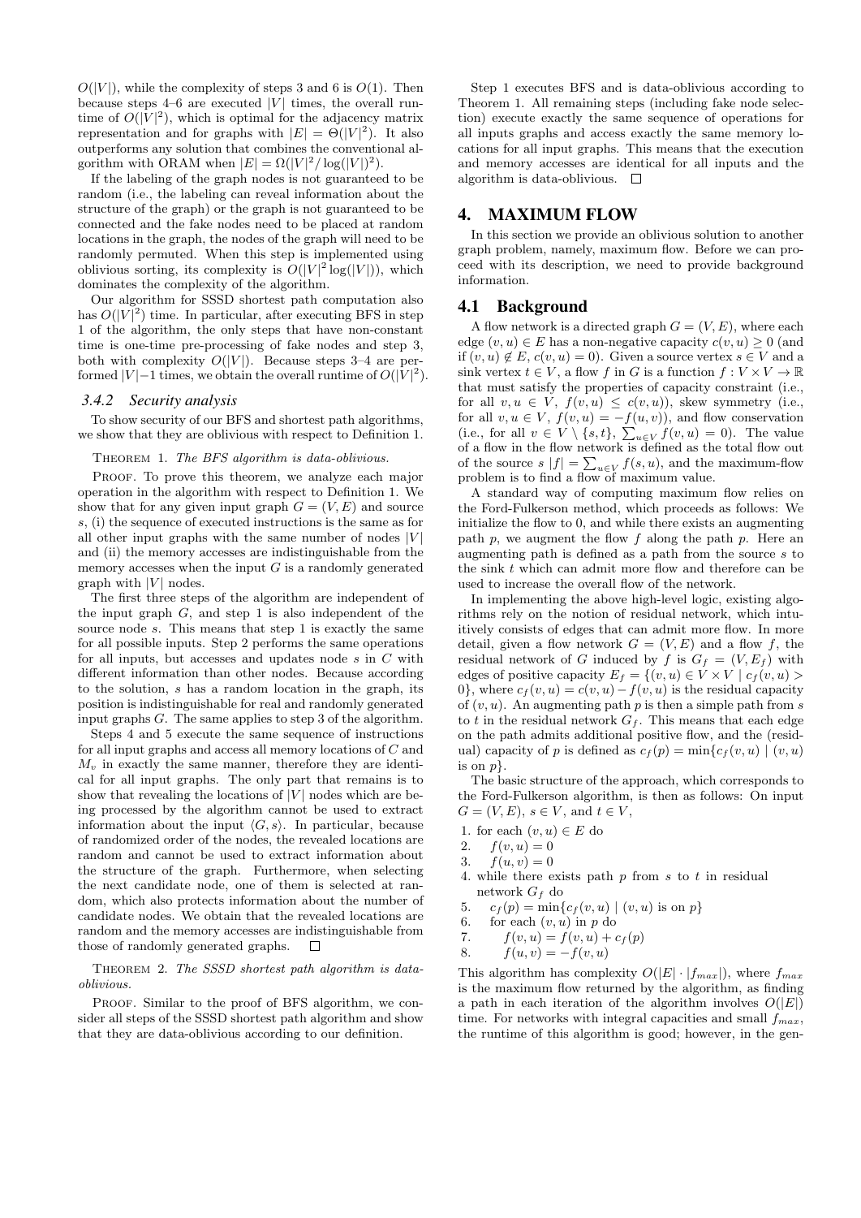$O(|V|)$, while the complexity of steps 3 and 6 is $O(1)$. Then because steps 4–6 are executed $|V|$ times, the overall runtime of $O(|V|^2)$, which is optimal for the adjacency matrix representation and for graphs with $|E| = \Theta(|V|^2)$. It also outperforms any solution that combines the conventional algorithm with ORAM when $|E| = \Omega(|V|^2/\log(|V|)^2)$.

If the labeling of the graph nodes is not guaranteed to be random (i.e., the labeling can reveal information about the structure of the graph) or the graph is not guaranteed to be connected and the fake nodes need to be placed at random locations in the graph, the nodes of the graph will need to be randomly permuted. When this step is implemented using oblivious sorting, its complexity is $O(|V|^2 \log(|V|))$, which dominates the complexity of the algorithm.

Our algorithm for SSSD shortest path computation also has $O(|V|^2)$ time. In particular, after executing BFS in step 1 of the algorithm, the only steps that have non-constant time is one-time pre-processing of fake nodes and step 3, both with complexity $O(|V|)$. Because steps 3–4 are performed $|V|-1$ times, we obtain the overall runtime of $O(|V|^2)$.

### 3.4.2 Security analysis

To show security of our BFS and shortest path algorithms, we show that they are oblivious with respect to Definition 1.

THEOREM 1. *The BFS algorithm is data-oblivious.*

PROOF. To prove this theorem, we analyze each major operation in the algorithm with respect to Definition 1. We show that for any given input graph $G = (V, E)$ and source $s$, (i) the sequence of executed instructions is the same as for all other input graphs with the same number of nodes $|V|$ and (ii) the memory accesses are indistinguishable from the memory accesses when the input $G$ is a randomly generated graph with $|V|$ nodes.

The first three steps of the algorithm are independent of the input graph $G$, and step 1 is also independent of the source node $s$. This means that step 1 is exactly the same for all possible inputs. Step 2 performs the same operations for all inputs, but accesses and updates node $s$ in $C$ with different information than other nodes. Because according to the solution, $s$ has a random location in the graph, its position is indistinguishable for real and randomly generated input graphs $G$. The same applies to step 3 of the algorithm.

Steps 4 and 5 execute the same sequence of instructions for all input graphs and access all memory locations of $C$ and $M_v$ in exactly the same manner, therefore they are identical for all input graphs. The only part that remains is to show that revealing the locations of $|V|$ nodes which are being processed by the algorithm cannot be used to extract information about the input $\langle G, s \rangle$. In particular, because of randomized order of the nodes, the revealed locations are random and cannot be used to extract information about the structure of the graph. Furthermore, when selecting the next candidate node, one of them is selected at random, which also protects information about the number of candidate nodes. We obtain that the revealed locations are random and the memory accesses are indistinguishable from those of randomly generated graphs. □

THEOREM 2. *The SSSD shortest path algorithm is data-oblivious.*

PROOF. Similar to the proof of BFS algorithm, we consider all steps of the SSSD shortest path algorithm and show that they are data-oblivious according to our definition.

Step 1 executes BFS and is data-oblivious according to Theorem 1. All remaining steps (including fake node selection) execute exactly the same sequence of operations for all inputs graphs and access exactly the same memory locations for all input graphs. This means that the execution and memory accesses are identical for all inputs and the algorithm is data-oblivious. □

## 4. MAXIMUM FLOW

In this section we provide an oblivious solution to another graph problem, namely, maximum flow. Before we can proceed with its description, we need to provide background information.

### 4.1 Background

A flow network is a directed graph $G = (V, E)$, where each edge $(v, u) \in E$ has a non-negative capacity $c(v, u) \geq 0$ (and if $(v, u) \notin E$, $c(v, u) = 0$). Given a source vertex $s \in V$ and a sink vertex $t \in V$, a flow $f$ in $G$ is a function $f : V \times V \to \mathbb{R}$ that must satisfy the properties of capacity constraint (i.e., for all $v, u \in V$, $f(v, u) \leq c(v, u)$), skew symmetry (i.e., for all $v, u \in V$, $f(v, u) = -f(u, v)$), and flow conservation (i.e., for all $v \in V \setminus \{s, t\}$, $\sum_{u \in V} f(v, u) = 0$). The value of a flow in the flow network is defined as the total flow out of the source $s$ $|f| = \sum_{u \in V} f(s, u)$, and the maximum-flow problem is to find a flow of maximum value.

A standard way of computing maximum flow relies on the Ford-Fulkerson method, which proceeds as follows: We initialize the flow to 0, and while there exists an augmenting path $p$, we augment the flow $f$ along the path $p$. Here an augmenting path is defined as a path from the source $s$ to the sink $t$ which can admit more flow and therefore can be used to increase the overall flow of the network.

In implementing the above high-level logic, existing algorithms rely on the notion of residual network, which intuitively consists of edges that can admit more flow. In more detail, given a flow network $G = (V, E)$ and a flow $f$, the residual network of $G$ induced by $f$ is $G_f = (V, E_f)$ with edges of positive capacity $E_f = \{(v, u) \in V \times V \mid c_f(v, u) > 0\}$, where $c_f(v, u) = c(v, u) - f(v, u)$ is the residual capacity of $(v, u)$. An augmenting path $p$ is then a simple path from $s$ to $t$ in the residual network $G_f$. This means that each edge on the path admits additional positive flow, and the (residual) capacity of $p$ is defined as $c_f(p) = \min\{c_f(v, u) \mid (v, u)$ is on $p\}$.

The basic structure of the approach, which corresponds to the Ford-Fulkerson algorithm, is then as follows: On input $G = (V, E)$, $s \in V$, and $t \in V$,

1. for each $(v, u) \in E$ do
2. $\quad f(v, u) = 0$
3. $\quad f(u, v) = 0$
4. while there exists path $p$ from $s$ to $t$ in residual network $G_f$ do
5. $\quad c_f(p) = \min\{c_f(v, u) \mid (v, u)$ is on $p\}$
6. $\quad$ for each $(v, u)$ in $p$ do
7. $\quad\quad f(v, u) = f(v, u) + c_f(p)$
8. $\quad\quad f(u, v) = -f(v, u)$

This algorithm has complexity $O(|E| \cdot |f_{max}|)$, where $f_{max}$ is the maximum flow returned by the algorithm, as finding a path in each iteration of the algorithm involves $O(|E|)$ time. For networks with integral capacities and small $f_{max}$, the runtime of this algorithm is good; however, in the gen-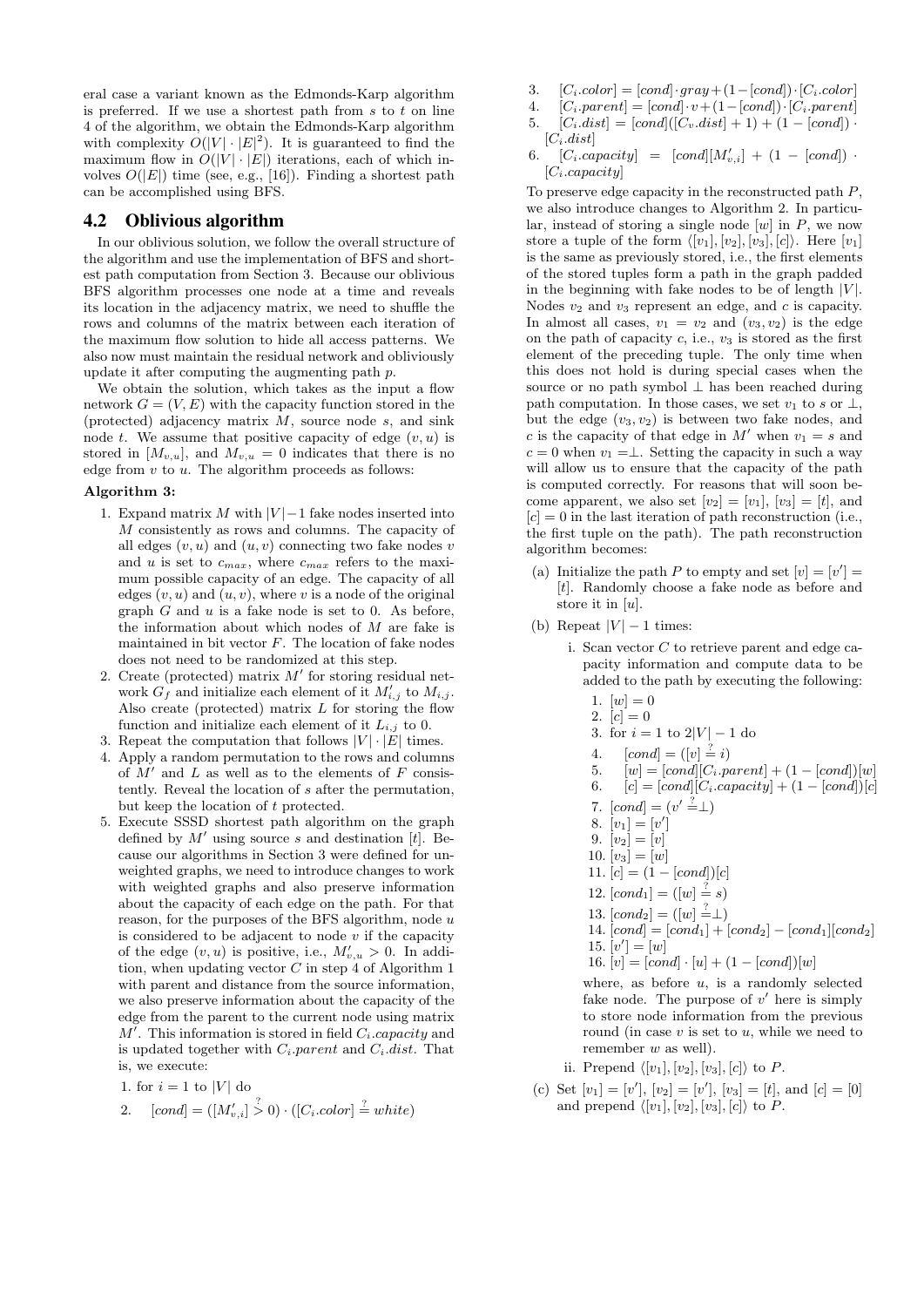eral case a variant known as the Edmonds-Karp algorithm is preferred. If we use a shortest path from $s$ to $t$ on line 4 of the algorithm, we obtain the Edmonds-Karp algorithm with complexity $O(|V| \cdot |E|^2)$. It is guaranteed to find the maximum flow in $O(|V| \cdot |E|)$ iterations, each of which involves $O(|E|)$ time (see, e.g., [16]). Finding a shortest path can be accomplished using BFS.

## 4.2 Oblivious algorithm

In our oblivious solution, we follow the overall structure of the algorithm and use the implementation of BFS and shortest path computation from Section 3. Because our oblivious BFS algorithm processes one node at a time and reveals its location in the adjacency matrix, we need to shuffle the rows and columns of the matrix between each iteration of the maximum flow solution to hide all access patterns. We also now must maintain the residual network and obliviously update it after computing the augmenting path $p$.

We obtain the solution, which takes as the input a flow network $G = (V, E)$ with the capacity function stored in the (protected) adjacency matrix $M$, source node $s$, and sink node $t$. We assume that positive capacity of edge $(v, u)$ is stored in $[M_{v,u}]$, and $M_{v,u} = 0$ indicates that there is no edge from $v$ to $u$. The algorithm proceeds as follows:

**Algorithm 3:**

1. Expand matrix $M$ with $|V|-1$ fake nodes inserted into $M$ consistently as rows and columns. The capacity of all edges $(v, u)$ and $(u, v)$ connecting two fake nodes $v$ and $u$ is set to $c_{max}$, where $c_{max}$ refers to the maximum possible capacity of an edge. The capacity of all edges $(v, u)$ and $(u, v)$, where $v$ is a node of the original graph $G$ and $u$ is a fake node is set to 0. As before, the information about which nodes of $M$ are fake is maintained in bit vector $F$. The location of fake nodes does not need to be randomized at this step.
2. Create (protected) matrix $M'$ for storing residual network $G_f$ and initialize each element of it $M'_{i,j}$ to $M_{i,j}$. Also create (protected) matrix $L$ for storing the flow function and initialize each element of it $L_{i,j}$ to 0.
3. Repeat the computation that follows $|V| \cdot |E|$ times.
4. Apply a random permutation to the rows and columns of $M'$ and $L$ as well as to the elements of $F$ consistently. Reveal the location of $s$ after the permutation, but keep the location of $t$ protected.
5. Execute SSSD shortest path algorithm on the graph defined by $M'$ using source $s$ and destination $[t]$. Because our algorithms in Section 3 were defined for unweighted graphs, we need to introduce changes to work with weighted graphs and also preserve information about the capacity of each edge on the path. For that reason, for the purposes of the BFS algorithm, node $u$ is considered to be adjacent to node $v$ if the capacity of the edge $(v, u)$ is positive, i.e., $M'_{v,u} > 0$. In addition, when updating vector $C$ in step 4 of Algorithm 1 with parent and distance from the source information, we also preserve information about the capacity of the edge from the parent to the current node using matrix $M'$. This information is stored in field $C_i.capacity$ and is updated together with $C_i.parent$ and $C_i.dist$. That is, we execute:

   1. for $i = 1$ to $|V|$ do
   2. $\quad [cond] = ([M'_{v,i}] \stackrel{?}{>} 0) \cdot ([C_i.color] \stackrel{?}{=} white)$
   3. $\quad [C_i.color] = [cond] \cdot gray + (1-[cond]) \cdot [C_i.color]$
   4. $\quad [C_i.parent] = [cond] \cdot v + (1-[cond]) \cdot [C_i.parent]$
   5. $\quad [C_i.dist] = [cond]([C_v.dist] + 1) + (1 - [cond]) \cdot [C_i.dist]$
   6. $\quad [C_i.capacity] = [cond][M'_{v,i}] + (1 - [cond]) \cdot [C_i.capacity]$

To preserve edge capacity in the reconstructed path $P$, we also introduce changes to Algorithm 2. In particular, instead of storing a single node $[w]$ in $P$, we now store a tuple of the form $\langle [v_1], [v_2], [v_3], [c] \rangle$. Here $[v_1]$ is the same as previously stored, i.e., the first elements of the stored tuples form a path in the graph padded in the beginning with fake nodes to be of length $|V|$. Nodes $v_2$ and $v_3$ represent an edge, and $c$ is capacity. In almost all cases, $v_1 = v_2$ and $(v_3, v_2)$ is the edge on the path of capacity $c$, i.e., $v_3$ is stored as the first element of the preceding tuple. The only time when this does not hold is during special cases when the source or no path symbol $\bot$ has been reached during path computation. In those cases, we set $v_1$ to $s$ or $\bot$, but the edge $(v_3, v_2)$ is between two fake nodes, and $c$ is the capacity of that edge in $M'$ when $v_1 = s$ and $c = 0$ when $v_1 = \bot$. Setting the capacity in such a way will allow us to ensure that the capacity of the path is computed correctly. For reasons that will soon become apparent, we also set $[v_2] = [v_1]$, $[v_3] = [t]$, and $[c] = 0$ in the last iteration of path reconstruction (i.e., the first tuple on the path). The path reconstruction algorithm becomes:

(a) Initialize the path $P$ to empty and set $[v] = [v'] = [t]$. Randomly choose a fake node as before and store it in $[u]$.

(b) Repeat $|V| - 1$ times:

   i. Scan vector $C$ to retrieve parent and edge capacity information and compute data to be added to the path by executing the following:

      1. $[w] = 0$
      2. $[c] = 0$
      3. for $i = 1$ to $2|V| - 1$ do
      4. $\quad [cond] = ([v] \stackrel{?}{=} i)$
      5. $\quad [w] = [cond][C_i.parent] + (1 - [cond])[w]$
      6. $\quad [c] = [cond][C_i.capacity] + (1 - [cond])[c]$
      7. $[cond] = (v' \stackrel{?}{=} \bot)$
      8. $[v_1] = [v']$
      9. $[v_2] = [v]$
      10. $[v_3] = [w]$
      11. $[c] = (1 - [cond])[c]$
      12. $[cond_1] = ([w] \stackrel{?}{=} s)$
      13. $[cond_2] = ([w] \stackrel{?}{=} \bot)$
      14. $[cond] = [cond_1] + [cond_2] - [cond_1][cond_2]$
      15. $[v'] = [w]$
      16. $[v] = [cond] \cdot [u] + (1 - [cond])[w]$

      where, as before $u$, is a randomly selected fake node. The purpose of $v'$ here is simply to store node information from the previous round (in case $v$ is set to $u$, while we need to remember $w$ as well).

   ii. Prepend $\langle [v_1], [v_2], [v_3], [c] \rangle$ to $P$.

(c) Set $[v_1] = [v']$, $[v_2] = [v']$, $[v_3] = [t]$, and $[c] = [0]$ and prepend $\langle [v_1], [v_2], [v_3], [c] \rangle$ to $P$.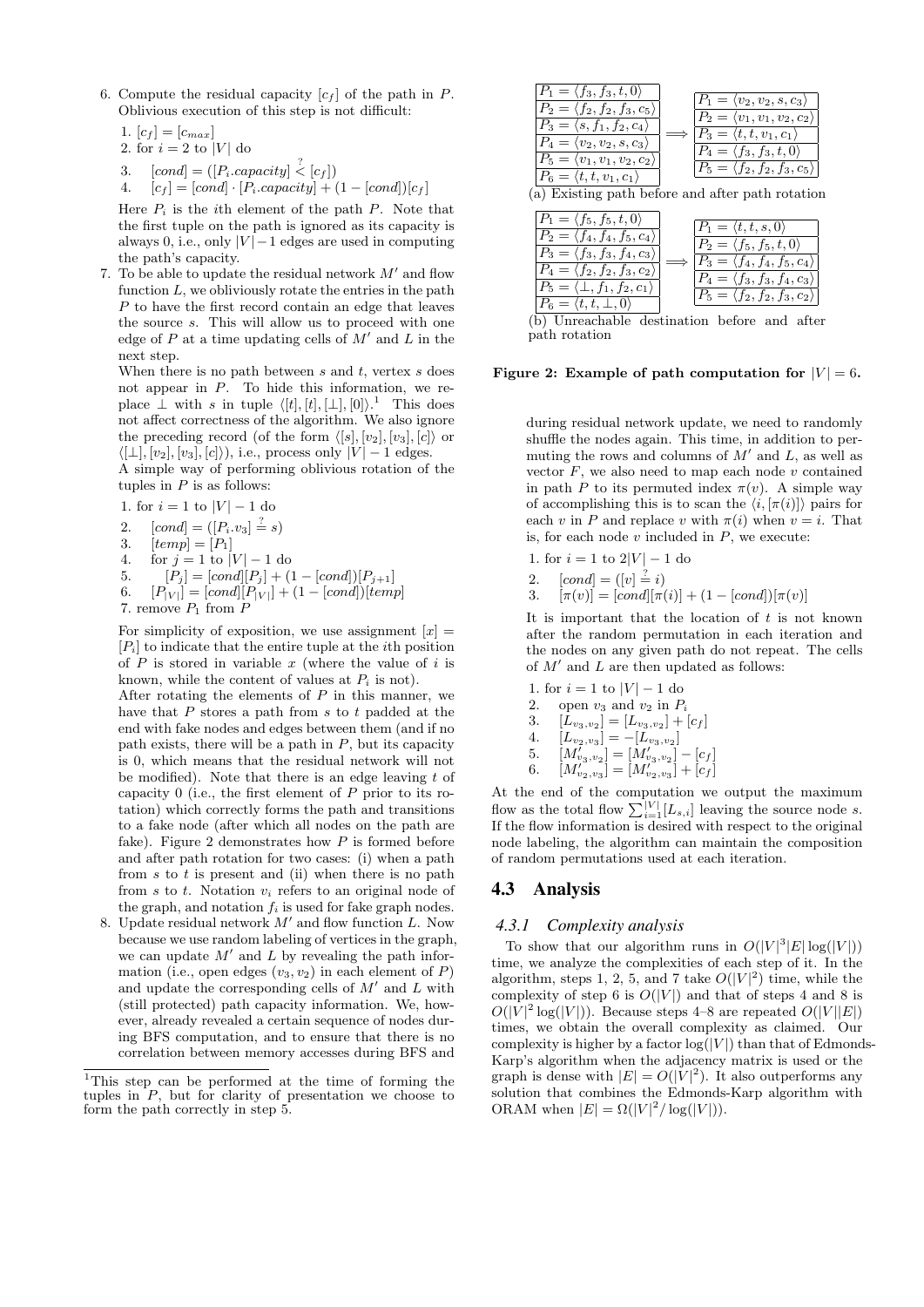6. Compute the residual capacity $[c_f]$ of the path in $P$. Oblivious execution of this step is not difficult:

   1. $[c_f] = [c_{max}]$
   2. for $i = 2$ to $|V|$ do
   3. $\quad [cond] = ([P_i.capacity] \overset{?}{<} [c_f])$
   4. $\quad [c_f] = [cond] \cdot [P_i.capacity] + (1 - [cond])[c_f]$

   Here $P_i$ is the $i$th element of the path $P$. Note that the first tuple on the path is ignored as its capacity is always 0, i.e., only $|V|-1$ edges are used in computing the path's capacity.

7. To be able to update the residual network $M'$ and flow function $L$, we obliviously rotate the entries in the path $P$ to have the first record contain an edge that leaves the source $s$. This will allow us to proceed with one edge of $P$ at a time updating cells of $M'$ and $L$ in the next step.

   When there is no path between $s$ and $t$, vertex $s$ does not appear in $P$. To hide this information, we replace $\perp$ with $s$ in tuple $\langle [t], [t], [\perp], [0] \rangle$.[1] This does not affect correctness of the algorithm. We also ignore the preceding record (of the form $\langle [s], [v_2], [v_3], [c] \rangle$ or $\langle [\perp], [v_2], [v_3], [c] \rangle$), i.e., process only $|V| - 1$ edges.

   A simple way of performing oblivious rotation of the tuples in $P$ is as follows:

   1. for $i = 1$ to $|V| - 1$ do
   2. $\quad [cond] = ([P_i.v_3] \overset{?}{=} s)$
   3. $\quad [temp] = [P_1]$
   4. $\quad$ for $j = 1$ to $|V| - 1$ do
   5. $\quad\quad [P_j] = [cond][P_j] + (1 - [cond])[P_{j+1}]$
   6. $\quad [P_{|V|}] = [cond][P_{|V|}] + (1 - [cond])[temp]$
   7. remove $P_1$ from $P$

   For simplicity of exposition, we use assignment $[x] = [P_i]$ to indicate that the entire tuple at the $i$th position of $P$ is stored in variable $x$ (where the value of $i$ is known, while the content of values at $P_i$ is not).

   After rotating the elements of $P$ in this manner, we have that $P$ stores a path from $s$ to $t$ padded at the end with fake nodes and edges between them (and if no path exists, there will be a path in $P$, but its capacity is 0, which means that the residual network will not be modified). Note that there is an edge leaving $t$ of capacity 0 (i.e., the first element of $P$ prior to its rotation) which correctly forms the path and transitions to a fake node (after which all nodes on the path are fake). Figure 2 demonstrates how $P$ is formed before and after path rotation for two cases: (i) when a path from $s$ to $t$ is present and (ii) when there is no path from $s$ to $t$. Notation $v_i$ refers to an original node of the graph, and notation $f_i$ is used for fake graph nodes.

8. Update residual network $M'$ and flow function $L$. Now because we use random labeling of vertices in the graph, we can update $M'$ and $L$ by revealing the path information (i.e., open edges $(v_3, v_2)$ in each element of $P$) and update the corresponding cells of $M'$ and $L$ with (still protected) path capacity information. We, however, already revealed a certain sequence of nodes during BFS computation, and to ensure that there is no correlation between memory accesses during BFS and during residual network update, we need to randomly shuffle the nodes again. This time, in addition to permuting the rows and columns of $M'$ and $L$, as well as vector $F$, we also need to map each node $v$ contained in path $P$ to its permuted index $\pi(v)$. A simple way of accomplishing this is to scan the $\langle i, [\pi(i)] \rangle$ pairs for each $v$ in $P$ and replace $v$ with $\pi(i)$ when $v = i$. That is, for each node $v$ included in $P$, we execute:

   1. for $i = 1$ to $2|V| - 1$ do
   2. $\quad [cond] = ([v] \overset{?}{=} i)$
   3. $\quad [\pi(v)] = [cond][\pi(i)] + (1 - [cond])[\pi(v)]$

   It is important that the location of $t$ is not known after the random permutation in each iteration and the nodes on any given path do not repeat. The cells of $M'$ and $L$ are then updated as follows:

   1. for $i = 1$ to $|V| - 1$ do
   2. $\quad$ open $v_3$ and $v_2$ in $P_i$
   3. $\quad [L_{v_3,v_2}] = [L_{v_3,v_2}] + [c_f]$
   4. $\quad [L_{v_2,v_3}] = -[L_{v_3,v_2}]$
   5. $\quad [M'_{v_3,v_2}] = [M'_{v_3,v_2}] - [c_f]$
   6. $\quad [M'_{v_2,v_3}] = [M'_{v_2,v_3}] + [c_f]$

| $P_1 = \langle f_3, f_3, t, 0 \rangle$ | | $P_1 = \langle v_2, v_2, s, c_3 \rangle$ |
|---|---|---|
| $P_2 = \langle f_2, f_2, f_3, c_5 \rangle$ | | $P_2 = \langle v_1, v_1, v_2, c_2 \rangle$ |
| $P_3 = \langle s, f_1, f_2, c_4 \rangle$ | $\Longrightarrow$ | $P_3 = \langle t, t, v_1, c_1 \rangle$ |
| $P_4 = \langle v_2, v_2, s, c_3 \rangle$ | | $P_4 = \langle f_3, f_3, t, 0 \rangle$ |
| $P_5 = \langle v_1, v_1, v_2, c_2 \rangle$ | | $P_5 = \langle f_2, f_2, f_3, c_5 \rangle$ |
| $P_6 = \langle t, t, v_1, c_1 \rangle$ | | |

(a) Existing path before and after path rotation

| $P_1 = \langle f_5, f_5, t, 0 \rangle$ | | $P_1 = \langle t, t, s, 0 \rangle$ |
|---|---|---|
| $P_2 = \langle f_4, f_4, f_5, c_4 \rangle$ | | $P_2 = \langle f_5, f_5, t, 0 \rangle$ |
| $P_3 = \langle f_3, f_3, f_4, c_3 \rangle$ | $\Longrightarrow$ | $P_3 = \langle f_4, f_4, f_5, c_4 \rangle$ |
| $P_4 = \langle f_2, f_2, f_3, c_2 \rangle$ | | $P_4 = \langle f_3, f_3, f_4, c_3 \rangle$ |
| $P_5 = \langle \perp, f_1, f_2, c_1 \rangle$ | | $P_5 = \langle f_2, f_2, f_3, c_2 \rangle$ |
| $P_6 = \langle t, t, \perp, 0 \rangle$ | | |

(b) Unreachable destination before and after path rotation

**Figure 2: Example of path computation for $|V| = 6$.**

At the end of the computation we output the maximum flow as the total flow $\sum_{i=1}^{|V|} [L_{s,i}]$ leaving the source node $s$. If the flow information is desired with respect to the original node labeling, the algorithm can maintain the composition of random permutations used at each iteration.

## 4.3 Analysis

### 4.3.1 Complexity analysis

To show that our algorithm runs in $O(|V|^3|E|\log(|V|))$ time, we analyze the complexities of each step of it. In the algorithm, steps 1, 2, 5, and 7 take $O(|V|^2)$ time, while the complexity of step 6 is $O(|V|)$ and that of steps 4 and 8 is $O(|V|^2 \log(|V|))$. Because steps 4–8 are repeated $O(|V||E|)$ times, we obtain the overall complexity as claimed. Our complexity is higher by a factor $\log(|V|)$ than that of Edmonds-Karp's algorithm when the adjacency matrix is used or the graph is dense with $|E| = O(|V|^2)$. It also outperforms any solution that combines the Edmonds-Karp algorithm with ORAM when $|E| = \Omega(|V|^2/\log(|V|))$.

---

[1] This step can be performed at the time of forming the tuples in $P$, but for clarity of presentation we choose to form the path correctly in step 5.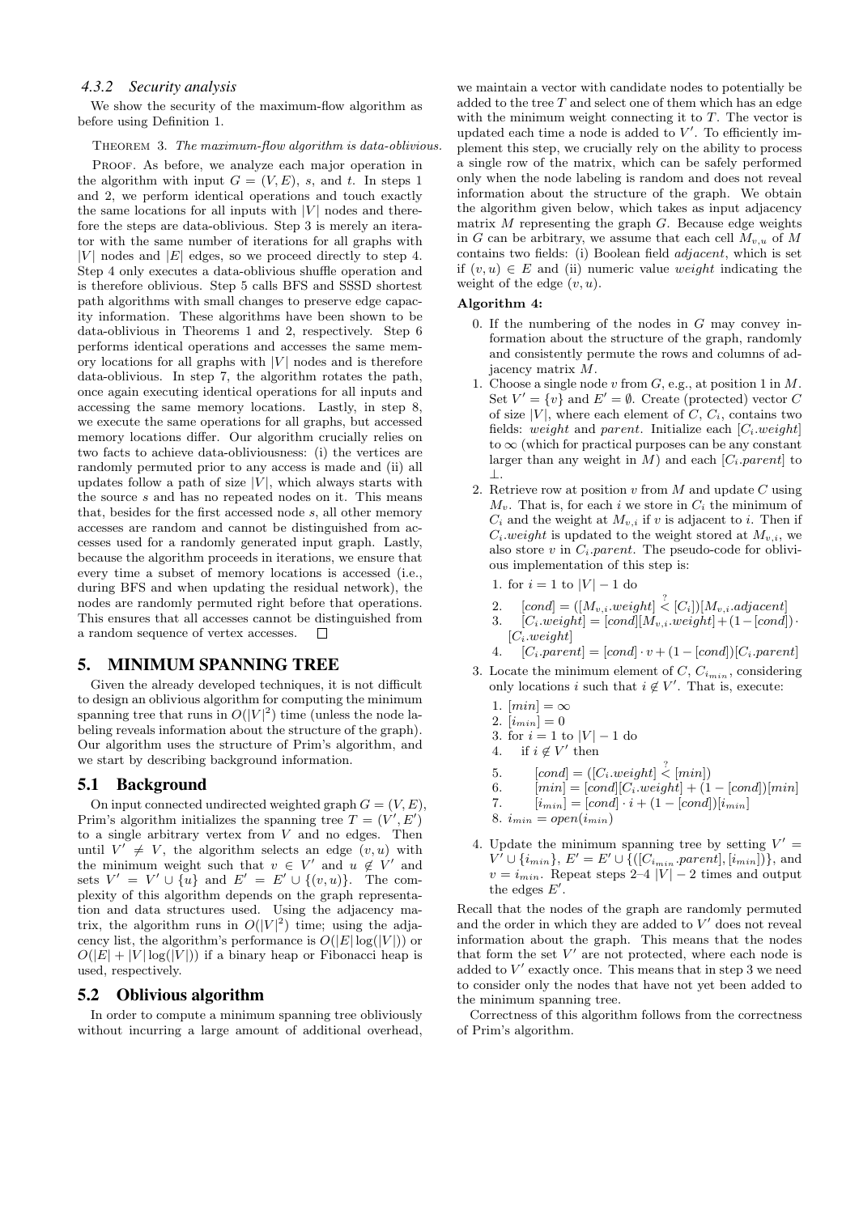### 4.3.2 Security analysis

We show the security of the maximum-flow algorithm as before using Definition 1.

THEOREM 3. *The maximum-flow algorithm is data-oblivious.*

PROOF. As before, we analyze each major operation in the algorithm with input $G = (V, E)$, $s$, and $t$. In steps 1 and 2, we perform identical operations and touch exactly the same locations for all inputs with $|V|$ nodes and therefore the steps are data-oblivious. Step 3 is merely an iterator with the same number of iterations for all graphs with $|V|$ nodes and $|E|$ edges, so we proceed directly to step 4. Step 4 only executes a data-oblivious shuffle operation and is therefore oblivious. Step 5 calls BFS and SSSD shortest path algorithms with small changes to preserve edge capacity information. These algorithms have been shown to be data-oblivious in Theorems 1 and 2, respectively. Step 6 performs identical operations and accesses the same memory locations for all graphs with $|V|$ nodes and is therefore data-oblivious. In step 7, the algorithm rotates the path, once again executing identical operations for all inputs and accessing the same memory locations. Lastly, in step 8, we execute the same operations for all graphs, but accessed memory locations differ. Our algorithm crucially relies on two facts to achieve data-obliviousness: (i) the vertices are randomly permuted prior to any access is made and (ii) all updates follow a path of size $|V|$, which always starts with the source $s$ and has no repeated nodes on it. This means that, besides for the first accessed node $s$, all other memory accesses are random and cannot be distinguished from accesses used for a randomly generated input graph. Lastly, because the algorithm proceeds in iterations, we ensure that every time a subset of memory locations is accessed (i.e., during BFS and when updating the residual network), the nodes are randomly permuted right before that operations. This ensures that all accesses cannot be distinguished from a random sequence of vertex accesses. □

## 5. MINIMUM SPANNING TREE

Given the already developed techniques, it is not difficult to design an oblivious algorithm for computing the minimum spanning tree that runs in $O(|V|^2)$ time (unless the node labeling reveals information about the structure of the graph). Our algorithm uses the structure of Prim's algorithm, and we start by describing background information.

### 5.1 Background

On input connected undirected weighted graph $G = (V, E)$, Prim's algorithm initializes the spanning tree $T = (V', E')$ to a single arbitrary vertex from $V$ and no edges. Then until $V' \neq V$, the algorithm selects an edge $(v, u)$ with the minimum weight such that $v \in V'$ and $u \notin V'$ and sets $V' = V' \cup \{u\}$ and $E' = E' \cup \{(v, u)\}$. The complexity of this algorithm depends on the graph representation and data structures used. Using the adjacency matrix, the algorithm runs in $O(|V|^2)$ time; using the adjacency list, the algorithm's performance is $O(|E| \log(|V|))$ or $O(|E| + |V| \log(|V|))$ if a binary heap or Fibonacci heap is used, respectively.

### 5.2 Oblivious algorithm

In order to compute a minimum spanning tree obliviously without incurring a large amount of additional overhead, we maintain a vector with candidate nodes to potentially be added to the tree $T$ and select one of them which has an edge with the minimum weight connecting it to $T$. The vector is updated each time a node is added to $V'$. To efficiently implement this step, we crucially rely on the ability to process a single row of the matrix, which can be safely performed only when the node labeling is random and does not reveal information about the structure of the graph. We obtain the algorithm given below, which takes as input adjacency matrix $M$ representing the graph $G$. Because edge weights in $G$ can be arbitrary, we assume that each cell $M_{v,u}$ of $M$ contains two fields: (i) Boolean field *adjacent*, which is set if $(v, u) \in E$ and (ii) numeric value *weight* indicating the weight of the edge $(v, u)$.

**Algorithm 4:**

0. If the numbering of the nodes in $G$ may convey information about the structure of the graph, randomly and consistently permute the rows and columns of adjacency matrix $M$.
1. Choose a single node $v$ from $G$, e.g., at position 1 in $M$. Set $V' = \{v\}$ and $E' = \emptyset$. Create (protected) vector $C$ of size $|V|$, where each element of $C$, $C_i$, contains two fields: *weight* and *parent*. Initialize each $[C_i.weight]$ to $\infty$ (which for practical purposes can be any constant larger than any weight in $M$) and each $[C_i.parent]$ to $\perp$.
2. Retrieve row at position $v$ from $M$ and update $C$ using $M_v$. That is, for each $i$ we store in $C_i$ the minimum of $C_i$ and the weight at $M_{v,i}$ if $v$ is adjacent to $i$. Then if $C_i.weight$ is updated to the weight stored at $M_{v,i}$, we also store $v$ in $C_i.parent$. The pseudo-code for oblivious implementation of this step is:
   1. for $i = 1$ to $|V| - 1$ do
   2. $\quad [cond] = ([M_{v,i}.weight] \stackrel{?}{<} [C_i])[M_{v,i}.adjacent]$
   3. $\quad [C_i.weight] = [cond][M_{v,i}.weight] + (1 - [cond]) \cdot [C_i.weight]$
   4. $\quad [C_i.parent] = [cond] \cdot v + (1 - [cond])[C_i.parent]$
3. Locate the minimum element of $C$, $C_{i_{min}}$, considering only locations $i$ such that $i \notin V'$. That is, execute:
   1. $[min] = \infty$
   2. $[i_{min}] = 0$
   3. for $i = 1$ to $|V| - 1$ do
   4. $\quad$ if $i \notin V'$ then
   5. $\qquad [cond] = ([C_i.weight] \stackrel{?}{<} [min])$
   6. $\qquad [min] = [cond][C_i.weight] + (1 - [cond])[min]$
   7. $\qquad [i_{min}] = [cond] \cdot i + (1 - [cond])[i_{min}]$
   8. $i_{min} = open(i_{min})$
4. Update the minimum spanning tree by setting $V' = V' \cup \{i_{min}\}$, $E' = E' \cup \{([C_{i_{min}}.parent], [i_{min}])\}$, and $v = i_{min}$. Repeat steps 2–4 $|V| - 2$ times and output the edges $E'$.

Recall that the nodes of the graph are randomly permuted and the order in which they are added to $V'$ does not reveal information about the graph. This means that the nodes that form the set $V'$ are not protected, where each node is added to $V'$ exactly once. This means that in step 3 we need to consider only the nodes that have not yet been added to the minimum spanning tree.

Correctness of this algorithm follows from the correctness of Prim's algorithm.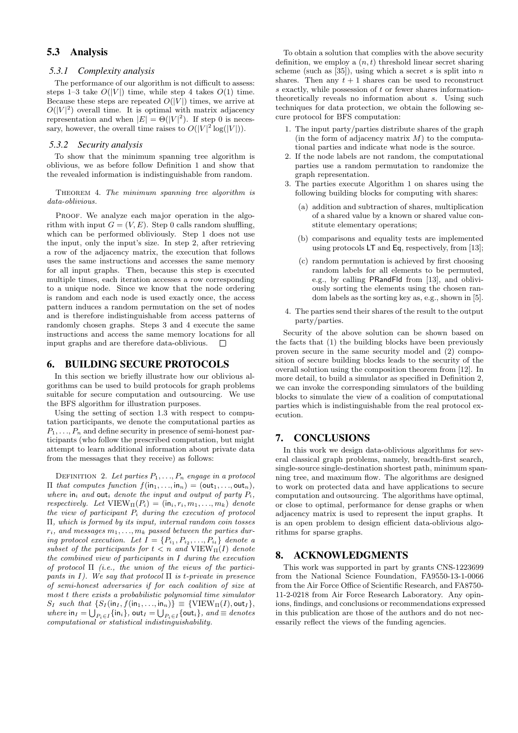## 5.3 Analysis

### 5.3.1 Complexity analysis

The performance of our algorithm is not difficult to assess: steps 1–3 take $O(|V|)$ time, while step 4 takes $O(1)$ time. Because these steps are repeated $O(|V|)$ times, we arrive at $O(|V|^2)$ overall time. It is optimal with matrix adjacency representation and when $|E| = \Theta(|V|^2)$. If step 0 is necessary, however, the overall time raises to $O(|V|^2 \log(|V|))$.

### 5.3.2 Security analysis

To show that the minimum spanning tree algorithm is oblivious, we as before follow Definition 1 and show that the revealed information is indistinguishable from random.

THEOREM 4. *The minimum spanning tree algorithm is data-oblivious.*

PROOF. We analyze each major operation in the algorithm with input $G = (V, E)$. Step 0 calls random shuffling, which can be performed obliviously. Step 1 does not use the input, only the input's size. In step 2, after retrieving a row of the adjacency matrix, the execution that follows uses the same instructions and accesses the same memory for all input graphs. Then, because this step is executed multiple times, each iteration accesses a row corresponding to a unique node. Since we know that the node ordering is random and each node is used exactly once, the access pattern induces a random permutation on the set of nodes and is therefore indistinguishable from access patterns of randomly chosen graphs. Steps 3 and 4 execute the same instructions and access the same memory locations for all input graphs and are therefore data-oblivious. □

## 6. BUILDING SECURE PROTOCOLS

In this section we briefly illustrate how our oblivious algorithms can be used to build protocols for graph problems suitable for secure computation and outsourcing. We use the BFS algorithm for illustration purposes.

Using the setting of section 1.3 with respect to computation participants, we denote the computational parties as $P_1, \ldots, P_n$ and define security in presence of semi-honest participants (who follow the prescribed computation, but might attempt to learn additional information about private data from the messages that they receive) as follows:

DEFINITION 2. *Let parties $P_1, \ldots, P_n$ engage in a protocol $\Pi$ that computes function $f(\mathsf{in}_1, \ldots, \mathsf{in}_n) = (\mathsf{out}_1, \ldots, \mathsf{out}_n)$, where $\mathsf{in}_i$ and $\mathsf{out}_i$ denote the input and output of party $P_i$, respectively. Let $\mathrm{VIEW}_\Pi(P_i) = (\mathsf{in}_i, r_i, m_1, \ldots, m_k)$ denote the view of participant $P_i$ during the execution of protocol $\Pi$, which is formed by its input, internal random coin tosses $r_i$, and messages $m_1, \ldots, m_k$ passed between the parties during protocol execution. Let $I = \{P_{i_1}, P_{i_2}, \ldots, P_{i_t}\}$ denote a subset of the participants for $t < n$ and $\mathrm{VIEW}_\Pi(I)$ denote the combined view of participants in $I$ during the execution of protocol $\Pi$ (i.e., the union of the views of the participants in $I$). We say that protocol $\Pi$ is $t$-private in presence of semi-honest adversaries if for each coalition of size at most $t$ there exists a probabilistic polynomial time simulator $S_I$ such that $\{S_I(\mathsf{in}_I, f(\mathsf{in}_1, \ldots, \mathsf{in}_n)\} \equiv \{\mathrm{VIEW}_\Pi(I), \mathsf{out}_I\}$, where $\mathsf{in}_I = \bigcup_{P_i \in I}\{\mathsf{in}_i\}$, $\mathsf{out}_I = \bigcup_{P_i \in I}\{\mathsf{out}_i\}$, and $\equiv$ denotes computational or statistical indistinguishability.*

To obtain a solution that complies with the above security definition, we employ a $(n, t)$ threshold linear secret sharing scheme (such as [35]), using which a secret $s$ is split into $n$ shares. Then any $t + 1$ shares can be used to reconstruct $s$ exactly, while possession of $t$ or fewer shares information-theoretically reveals no information about $s$. Using such techniques for data protection, we obtain the following secure protocol for BFS computation:

1. The input party/parties distribute shares of the graph (in the form of adjacency matrix $M$) to the computational parties and indicate what node is the source.
2. If the node labels are not random, the computational parties use a random permutation to randomize the graph representation.
3. The parties execute Algorithm 1 on shares using the following building blocks for computing with shares:
   (a) addition and subtraction of shares, multiplication of a shared value by a known or shared value constitute elementary operations;
   (b) comparisons and equality tests are implemented using protocols LT and Eq, respectively, from [13];
   (c) random permutation is achieved by first choosing random labels for all elements to be permuted, e.g., by calling PRandFld from [13], and obliviously sorting the elements using the chosen random labels as the sorting key as, e.g., shown in [5].
4. The parties send their shares of the result to the output party/parties.

Security of the above solution can be shown based on the facts that (1) the building blocks have been previously proven secure in the same security model and (2) composition of secure building blocks leads to the security of the overall solution using the composition theorem from [12]. In more detail, to build a simulator as specified in Definition 2, we can invoke the corresponding simulators of the building blocks to simulate the view of a coalition of computational parties which is indistinguishable from the real protocol execution.

## 7. CONCLUSIONS

In this work we design data-oblivious algorithms for several classical graph problems, namely, breadth-first search, single-source single-destination shortest path, minimum spanning tree, and maximum flow. The algorithms are designed to work on protected data and have applications to secure computation and outsourcing. The algorithms have optimal, or close to optimal, performance for dense graphs or when adjacency matrix is used to represent the input graphs. It is an open problem to design efficient data-oblivious algorithms for sparse graphs.

## 8. ACKNOWLEDGMENTS

This work was supported in part by grants CNS-1223699 from the National Science Foundation, FA9550-13-1-0066 from the Air Force Office of Scientific Research, and FA8750-11-2-0218 from Air Force Research Laboratory. Any opinions, findings, and conclusions or recommendations expressed in this publication are those of the authors and do not necessarily reflect the views of the funding agencies.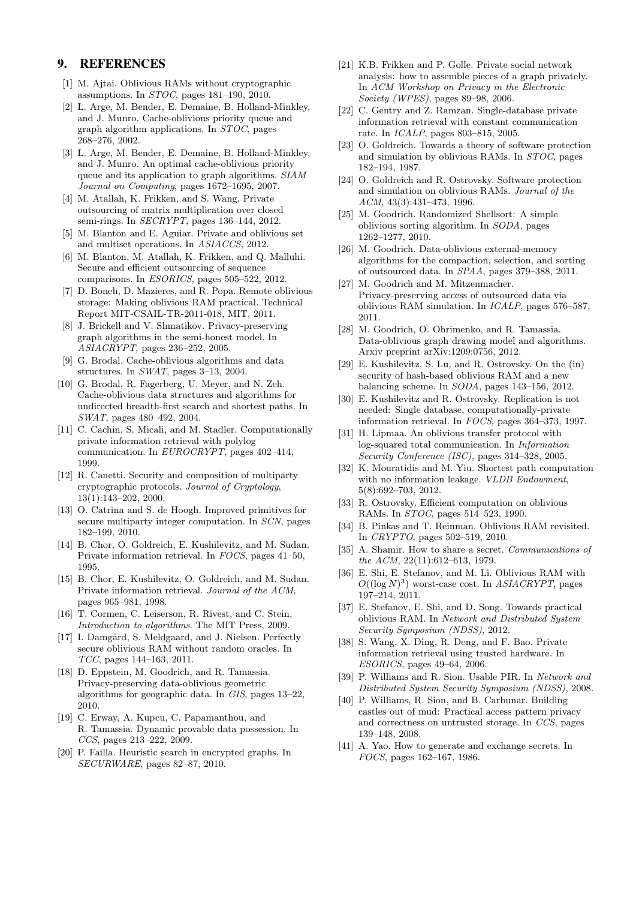## 9. REFERENCES

[1] M. Ajtai. Oblivious RAMs without cryptographic assumptions. In *STOC*, pages 181–190, 2010.

[2] L. Arge, M. Bender, E. Demaine, B. Holland-Minkley, and J. Munro. Cache-oblivious priority queue and graph algorithm applications. In *STOC*, pages 268–276, 2002.

[3] L. Arge, M. Bender, E. Demaine, B. Holland-Minkley, and J. Munro. An optimal cache-oblivious priority queue and its application to graph algorithms. *SIAM Journal on Computing*, pages 1672–1695, 2007.

[4] M. Atallah, K. Frikken, and S. Wang. Private outsourcing of matrix multiplication over closed semi-rings. In *SECRYPT*, pages 136–144, 2012.

[5] M. Blanton and E. Aguiar. Private and oblivious set and multiset operations. In *ASIACCS*, 2012.

[6] M. Blanton, M. Atallah, K. Frikken, and Q. Malluhi. Secure and efficient outsourcing of sequence comparisons. In *ESORICS*, pages 505–522, 2012.

[7] D. Boneh, D. Mazieres, and R. Popa. Remote oblivious storage: Making oblivious RAM practical. Technical Report MIT-CSAIL-TR-2011-018, MIT, 2011.

[8] J. Brickell and V. Shmatikov. Privacy-preserving graph algorithms in the semi-honest model. In *ASIACRYPT*, pages 236–252, 2005.

[9] G. Brodal. Cache-oblivious algorithms and data structures. In *SWAT*, pages 3–13, 2004.

[10] G. Brodal, R. Fagerberg, U. Meyer, and N. Zeh. Cache-oblivious data structures and algorithms for undirected breadth-first search and shortest paths. In *SWAT*, pages 480–492, 2004.

[11] C. Cachin, S. Micali, and M. Stadler. Computationally private information retrieval with polylog communication. In *EUROCRYPT*, pages 402–414, 1999.

[12] R. Canetti. Security and composition of multiparty cryptographic protocols. *Journal of Cryptology*, 13(1):143–202, 2000.

[13] O. Catrina and S. de Hoogh. Improved primitives for secure multiparty integer computation. In *SCN*, pages 182–199, 2010.

[14] B. Chor, O. Goldreich, E. Kushilevitz, and M. Sudan. Private information retrieval. In *FOCS*, pages 41–50, 1995.

[15] B. Chor, E. Kushilevitz, O. Goldreich, and M. Sudan. Private information retrieval. *Journal of the ACM*, pages 965–981, 1998.

[16] T. Cormen, C. Leiserson, R. Rivest, and C. Stein. *Introduction to algorithms*. The MIT Press, 2009.

[17] I. Damgård, S. Meldgaard, and J. Nielsen. Perfectly secure oblivious RAM without random oracles. In *TCC*, pages 144–163, 2011.

[18] D. Eppstein, M. Goodrich, and R. Tamassia. Privacy-preserving data-oblivious geometric algorithms for geographic data. In *GIS*, pages 13–22, 2010.

[19] C. Erway, A. Kupcu, C. Papamanthou, and R. Tamassia. Dynamic provable data possession. In *CCS*, pages 213–222, 2009.

[20] P. Failla. Heuristic search in encrypted graphs. In *SECURWARE*, pages 82–87, 2010.

[21] K.B. Frikken and P. Golle. Private social network analysis: how to assemble pieces of a graph privately. In *ACM Workshop on Privacy in the Electronic Society (WPES)*, pages 89–98, 2006.

[22] C. Gentry and Z. Ramzan. Single-database private information retrieval with constant communication rate. In *ICALP*, pages 803–815, 2005.

[23] O. Goldreich. Towards a theory of software protection and simulation by oblivious RAMs. In *STOC*, pages 182–194, 1987.

[24] O. Goldreich and R. Ostrovsky. Software protection and simulation on oblivious RAMs. *Journal of the ACM*, 43(3):431–473, 1996.

[25] M. Goodrich. Randomized Shellsort: A simple oblivious sorting algorithm. In *SODA*, pages 1262–1277, 2010.

[26] M. Goodrich. Data-oblivious external-memory algorithms for the compaction, selection, and sorting of outsourced data. In *SPAA*, pages 379–388, 2011.

[27] M. Goodrich and M. Mitzenmacher. Privacy-preserving access of outsourced data via oblivious RAM simulation. In *ICALP*, pages 576–587, 2011.

[28] M. Goodrich, O. Ohrimenko, and R. Tamassia. Data-oblivious graph drawing model and algorithms. Arxiv preprint arXiv:1209:0756, 2012.

[29] E. Kushilevitz, S. Lu, and R. Ostrovsky. On the (in) security of hash-based oblivious RAM and a new balancing scheme. In *SODA*, pages 143–156, 2012.

[30] E. Kushilevitz and R. Ostrovsky. Replication is not needed: Single database, computationally-private information retrieval. In *FOCS*, pages 364–373, 1997.

[31] H. Lipmaa. An oblivious transfer protocol with log-squared total communication. In *Information Security Conference (ISC)*, pages 314–328, 2005.

[32] K. Mouratidis and M. Yiu. Shortest path computation with no information leakage. *VLDB Endowment*, 5(8):692–703, 2012.

[33] R. Ostrovsky. Efficient computation on oblivious RAMs. In *STOC*, pages 514–523, 1990.

[34] B. Pinkas and T. Reinman. Oblivious RAM revisited. In *CRYPTO*, pages 502–519, 2010.

[35] A. Shamir. How to share a secret. *Communications of the ACM*, 22(11):612–613, 1979.

[36] E. Shi, E. Stefanov, and M. Li. Oblivious RAM with $O((\log N)^3)$ worst-case cost. In *ASIACRYPT*, pages 197–214, 2011.

[37] E. Stefanov, E. Shi, and D. Song. Towards practical oblivious RAM. In *Network and Distributed System Security Symposium (NDSS)*, 2012.

[38] S. Wang, X. Ding, R. Deng, and F. Bao. Private information retrieval using trusted hardware. In *ESORICS*, pages 49–64, 2006.

[39] P. Williams and R. Sion. Usable PIR. In *Network and Distributed System Security Symposium (NDSS)*, 2008.

[40] P. Williams, R. Sion, and B. Carbunar. Building castles out of mud: Practical access pattern privacy and correctness on untrusted storage. In *CCS*, pages 139–148, 2008.

[41] A. Yao. How to generate and exchange secrets. In *FOCS*, pages 162–167, 1986.